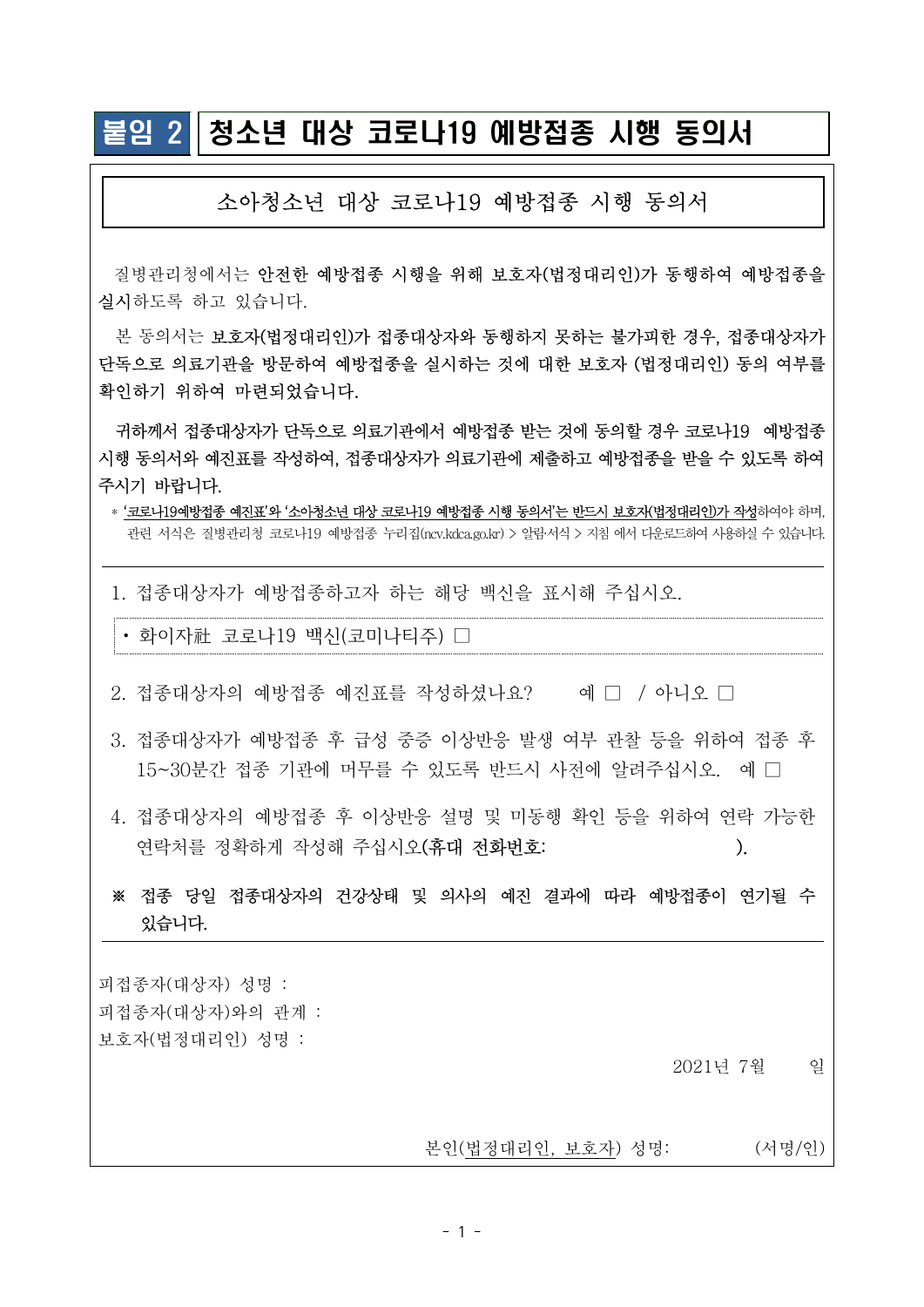# 붙임 2 청소년 대상 코로나19 예방접종 시행 동의서

## 소아청소년 대상 코로나19 예방접종 시행 동의서

질병관리청에서는 **안전한 예방접종 시행을 위해 보호자(법정대리인)가 동행하여 예방접종을 실시**하도록 하고 있습니다.

본 동의서는 **보호자(법정대리인)가 접종대상자와 동행하지 못하는 불가피한 경우, 접종대상자가 단독으로 의료기관을 방문하여 예방접종을 실시하는 것에 대한 보호자 (법정대리인) 동의 여부를 확인하기 위하여 마련되었습니다.**

**귀하께서 접종대상자가 단독으로 의료기관에서 예방접종 받는 것에 동의할 경우 코로나19 예방접종 시행 동의서와 예진표를 작성하여, 접종대상자가 의료기관에 제출하고 예방접종을 받을 수 있도록 하여 주시기 바랍니다.**

* **'코로나19예방접종 예진표'와 '소아청소년 대상 코로나19 예방접종 시행 동의서'는 반드시 보호자(법정대리인)가 작성**하여야 하며, 관련 서식은 질병관리청 코로나19 예방접종 누리집(ncv.kdca.go.kr) > 알림·서식 > 지침 에서 다운로드하여 사용하실 수 있습니다.

---

1. 접종대상자가 예방접종하고자 하는 해당 백신을 표시해 주십시오.

   - 화이자社 코로나19 백신(코미나티주) ☐

2. 접종대상자의 예방접종 예진표를 작성하셨나요?  예 ☐ / 아니오 ☐

3. 접종대상자가 예방접종 후 급성 중증 이상반응 발생 여부 관찰 등을 위하여 접종 후 15~30분간 접종 기관에 머무를 수 있도록 반드시 사전에 알려주십시오.  예 ☐

4. 접종대상자의 예방접종 후 이상반응 설명 및 미동행 확인 등을 위하여 연락 가능한 연락처를 정확하게 작성해 주십시오(**휴대 전화번호:** ).

**※ 접종 당일 접종대상자의 건강상태 및 의사의 예진 결과에 따라 예방접종이 연기될 수 있습니다.**

---

피접종자(대상자) 성명 :

피접종자(대상자)와의 관계 :

보호자(법정대리인) 성명 :

2021년 7월 일

본인(법정대리인, 보호자) 성명: (서명/인)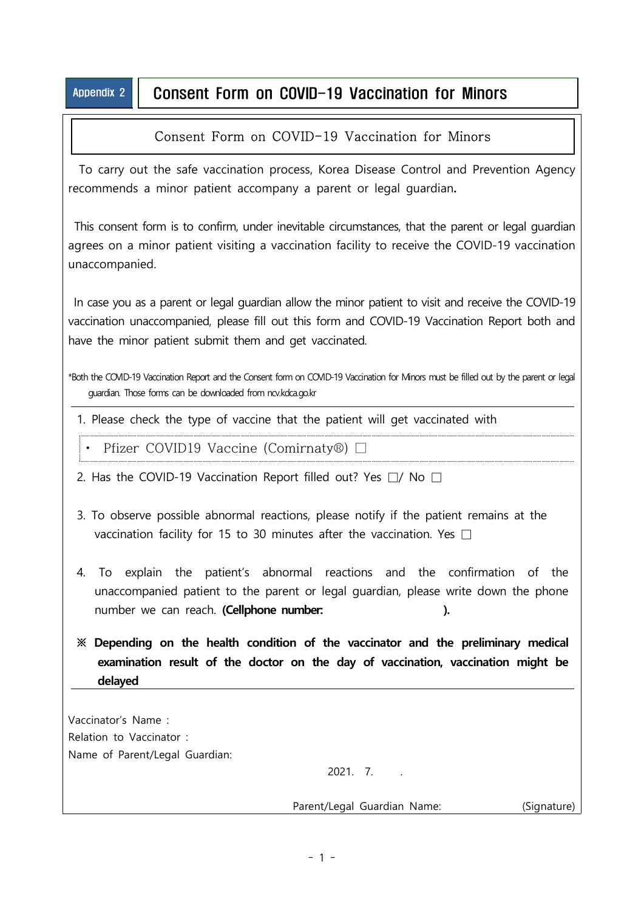Appendix 2

# Consent Form on COVID-19 Vaccination for Minors

## Consent Form on COVID-19 Vaccination for Minors

To carry out the safe vaccination process, Korea Disease Control and Prevention Agency recommends a minor patient accompany a parent or legal guardian**.**

This consent form is to confirm, under inevitable circumstances, that the parent or legal guardian agrees on a minor patient visiting a vaccination facility to receive the COVID-19 vaccination unaccompanied.

In case you as a parent or legal guardian allow the minor patient to visit and receive the COVID-19 vaccination unaccompanied, please fill out this form and COVID-19 Vaccination Report both and have the minor patient submit them and get vaccinated.

*Both the COVID-19 Vaccination Report and the Consent form on COVID-19 Vaccination for Minors must be filled out by the parent or legal guardian. Those forms can be downloaded from ncv.kdca.go.kr

1. Please check the type of vaccine that the patient will get vaccinated with
   - Pfizer COVID19 Vaccine (Comirnaty®) ☐
2. Has the COVID-19 Vaccination Report filled out? Yes ☐/ No ☐
3. To observe possible abnormal reactions, please notify if the patient remains at the vaccination facility for 15 to 30 minutes after the vaccination. Yes ☐
4. To explain the patient's abnormal reactions and the confirmation of the unaccompanied patient to the parent or legal guardian, please write down the phone number we can reach. **(Cellphone number: ).**

※ **Depending on the health condition of the vaccinator and the preliminary medical examination result of the doctor on the day of vaccination, vaccination might be delayed**

Vaccinator's Name :
Relation to Vaccinator :
Name of Parent/Legal Guardian:

2021. 7. .

Parent/Legal Guardian Name: (Signature)